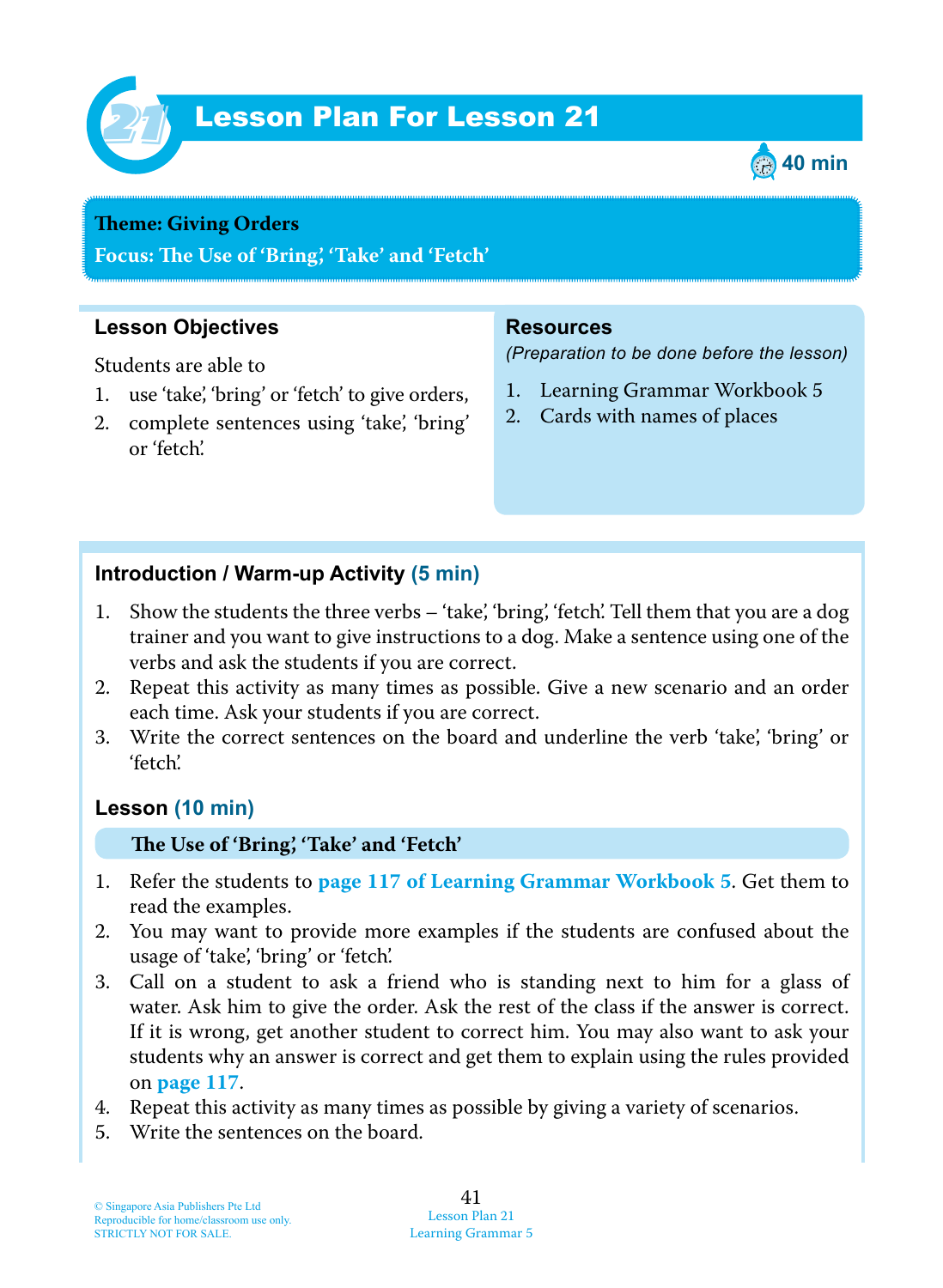# Lesson Plan For Lesson 21

40 min

**Theme: Giving Orders**

**Focus: The Use of 'Bring', 'Take' and 'Fetch'**

## Lesson Objectives

Students are able to

1. use 'take', 'bring' or 'fetch' to give orders,
2. complete sentences using 'take', 'bring' or 'fetch'.

## Resources

*(Preparation to be done before the lesson)*

1. Learning Grammar Workbook 5
2. Cards with names of places

## Introduction / Warm-up Activity (5 min)

1. Show the students the three verbs – 'take', 'bring', 'fetch'. Tell them that you are a dog trainer and you want to give instructions to a dog. Make a sentence using one of the verbs and ask the students if you are correct.
2. Repeat this activity as many times as possible. Give a new scenario and an order each time. Ask your students if you are correct.
3. Write the correct sentences on the board and underline the verb 'take', 'bring' or 'fetch'.

## Lesson (10 min)

**The Use of 'Bring', 'Take' and 'Fetch'**

1. Refer the students to **page 117 of Learning Grammar Workbook 5**. Get them to read the examples.
2. You may want to provide more examples if the students are confused about the usage of 'take', 'bring' or 'fetch'.
3. Call on a student to ask a friend who is standing next to him for a glass of water. Ask him to give the order. Ask the rest of the class if the answer is correct. If it is wrong, get another student to correct him. You may also want to ask your students why an answer is correct and get them to explain using the rules provided on **page 117**.
4. Repeat this activity as many times as possible by giving a variety of scenarios.
5. Write the sentences on the board.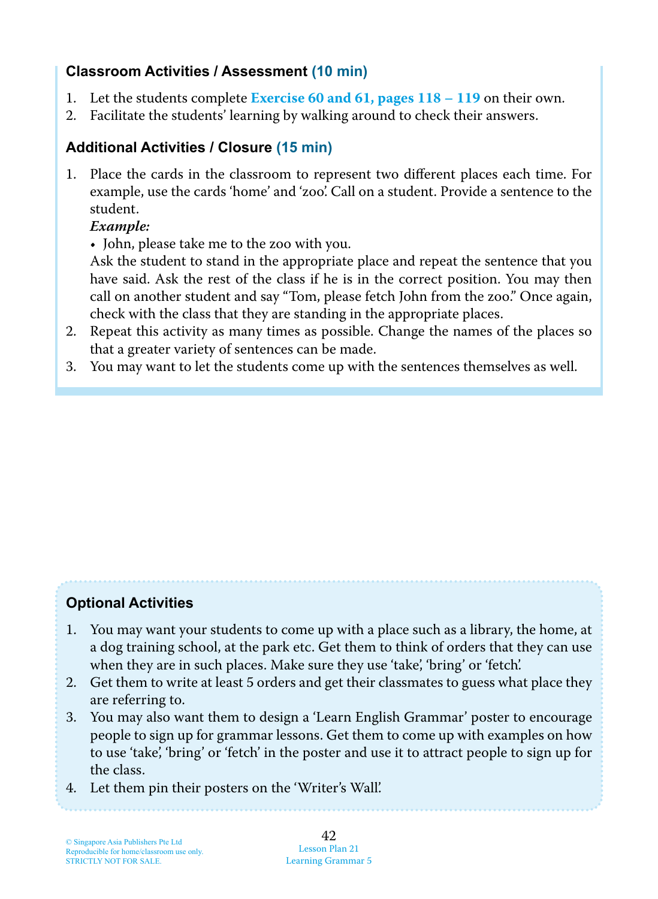### Classroom Activities / Assessment (10 min)

1. Let the students complete **Exercise 60 and 61, pages 118 – 119** on their own.
2. Facilitate the students' learning by walking around to check their answers.

### Additional Activities / Closure (15 min)

1. Place the cards in the classroom to represent two different places each time. For example, use the cards 'home' and 'zoo'. Call on a student. Provide a sentence to the student.

   ***Example:***
   - John, please take me to the zoo with you.

   Ask the student to stand in the appropriate place and repeat the sentence that you have said. Ask the rest of the class if he is in the correct position. You may then call on another student and say "Tom, please fetch John from the zoo." Once again, check with the class that they are standing in the appropriate places.
2. Repeat this activity as many times as possible. Change the names of the places so that a greater variety of sentences can be made.
3. You may want to let the students come up with the sentences themselves as well.

### Optional Activities

1. You may want your students to come up with a place such as a library, the home, at a dog training school, at the park etc. Get them to think of orders that they can use when they are in such places. Make sure they use 'take', 'bring' or 'fetch'.
2. Get them to write at least 5 orders and get their classmates to guess what place they are referring to.
3. You may also want them to design a 'Learn English Grammar' poster to encourage people to sign up for grammar lessons. Get them to come up with examples on how to use 'take', 'bring' or 'fetch' in the poster and use it to attract people to sign up for the class.
4. Let them pin their posters on the 'Writer's Wall'.